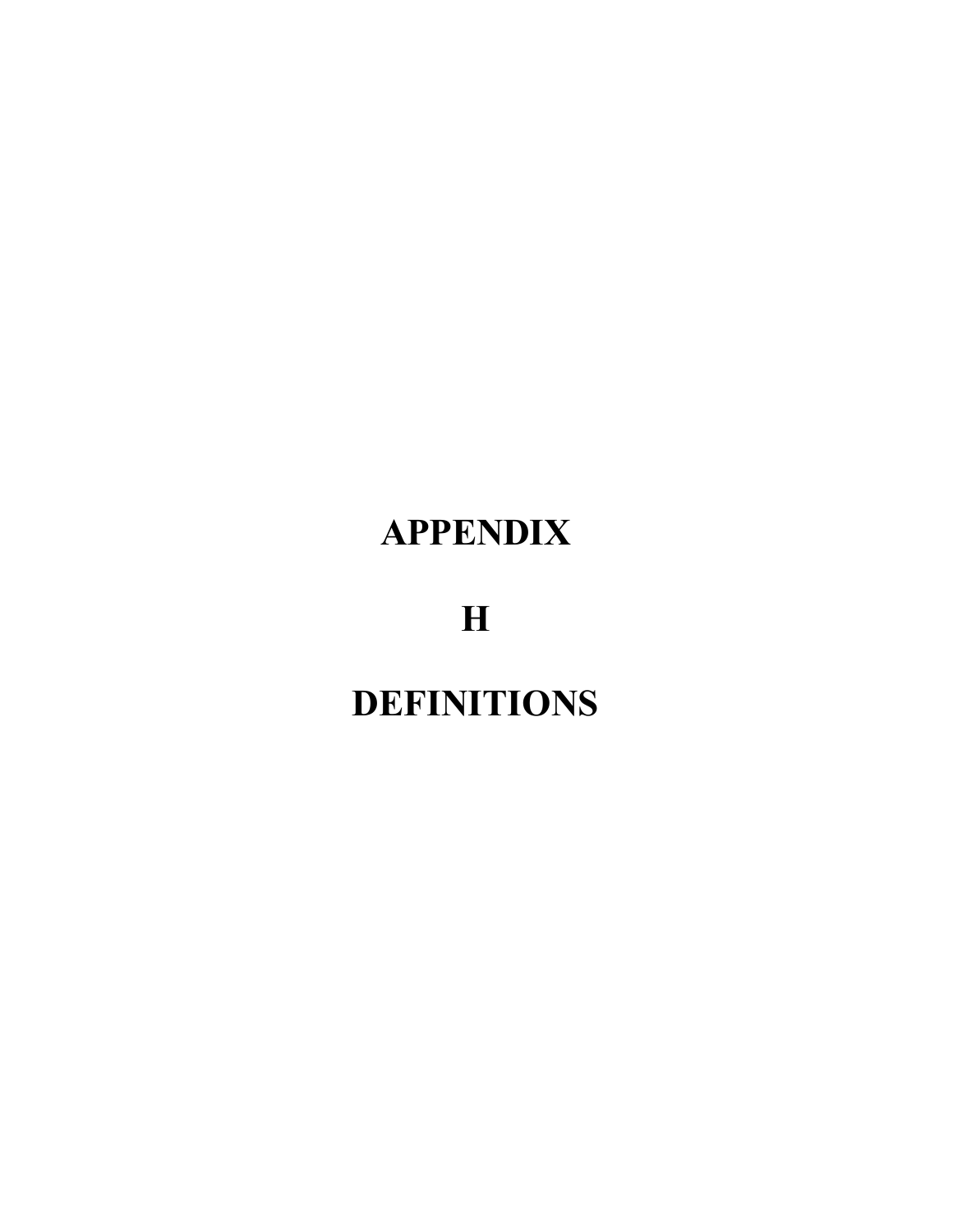# APPENDIX

# H

# DEFINITIONS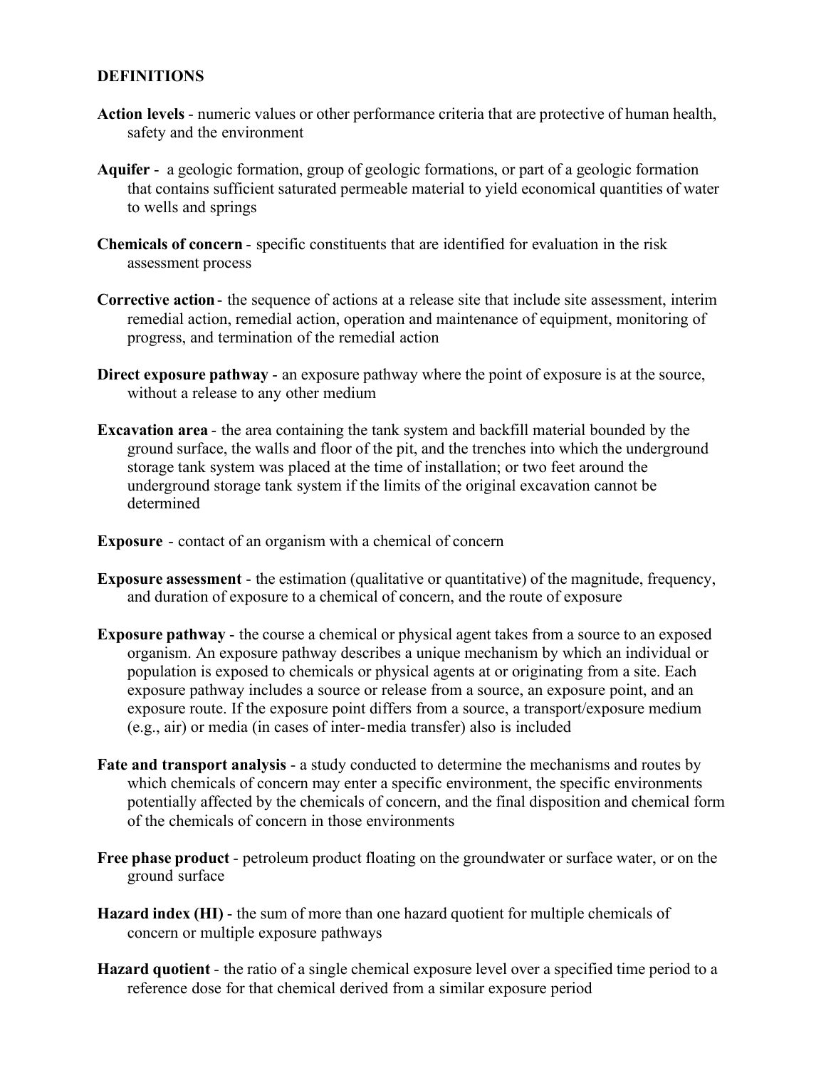## DEFINITIONS

**Action levels** - numeric values or other performance criteria that are protective of human health, safety and the environment

**Aquifer** - a geologic formation, group of geologic formations, or part of a geologic formation that contains sufficient saturated permeable material to yield economical quantities of water to wells and springs

**Chemicals of concern** - specific constituents that are identified for evaluation in the risk assessment process

**Corrective action** - the sequence of actions at a release site that include site assessment, interim remedial action, remedial action, operation and maintenance of equipment, monitoring of progress, and termination of the remedial action

**Direct exposure pathway** - an exposure pathway where the point of exposure is at the source, without a release to any other medium

**Excavation area** - the area containing the tank system and backfill material bounded by the ground surface, the walls and floor of the pit, and the trenches into which the underground storage tank system was placed at the time of installation; or two feet around the underground storage tank system if the limits of the original excavation cannot be determined

**Exposure** - contact of an organism with a chemical of concern

**Exposure assessment** - the estimation (qualitative or quantitative) of the magnitude, frequency, and duration of exposure to a chemical of concern, and the route of exposure

**Exposure pathway** - the course a chemical or physical agent takes from a source to an exposed organism. An exposure pathway describes a unique mechanism by which an individual or population is exposed to chemicals or physical agents at or originating from a site. Each exposure pathway includes a source or release from a source, an exposure point, and an exposure route. If the exposure point differs from a source, a transport/exposure medium (e.g., air) or media (in cases of inter-media transfer) also is included

**Fate and transport analysis** - a study conducted to determine the mechanisms and routes by which chemicals of concern may enter a specific environment, the specific environments potentially affected by the chemicals of concern, and the final disposition and chemical form of the chemicals of concern in those environments

**Free phase product** - petroleum product floating on the groundwater or surface water, or on the ground surface

**Hazard index (HI)** - the sum of more than one hazard quotient for multiple chemicals of concern or multiple exposure pathways

**Hazard quotient** - the ratio of a single chemical exposure level over a specified time period to a reference dose for that chemical derived from a similar exposure period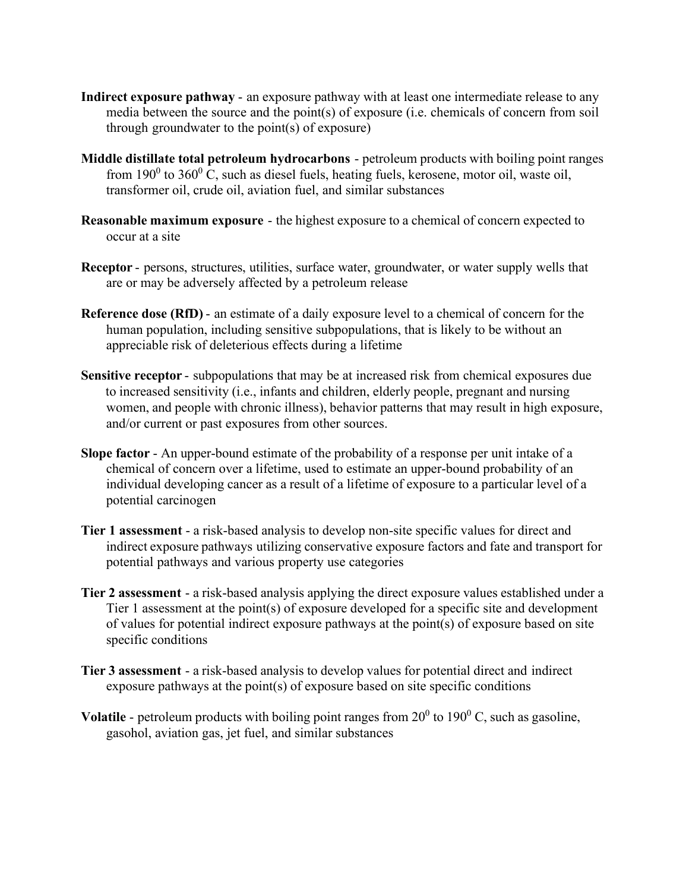**Indirect exposure pathway** - an exposure pathway with at least one intermediate release to any media between the source and the point(s) of exposure (i.e. chemicals of concern from soil through groundwater to the point(s) of exposure)

**Middle distillate total petroleum hydrocarbons** - petroleum products with boiling point ranges from $190^0$ to $360^0$ C, such as diesel fuels, heating fuels, kerosene, motor oil, waste oil, transformer oil, crude oil, aviation fuel, and similar substances

**Reasonable maximum exposure** - the highest exposure to a chemical of concern expected to occur at a site

**Receptor** - persons, structures, utilities, surface water, groundwater, or water supply wells that are or may be adversely affected by a petroleum release

**Reference dose (RfD)** - an estimate of a daily exposure level to a chemical of concern for the human population, including sensitive subpopulations, that is likely to be without an appreciable risk of deleterious effects during a lifetime

**Sensitive receptor** - subpopulations that may be at increased risk from chemical exposures due to increased sensitivity (i.e., infants and children, elderly people, pregnant and nursing women, and people with chronic illness), behavior patterns that may result in high exposure, and/or current or past exposures from other sources.

**Slope factor** - An upper-bound estimate of the probability of a response per unit intake of a chemical of concern over a lifetime, used to estimate an upper-bound probability of an individual developing cancer as a result of a lifetime of exposure to a particular level of a potential carcinogen

**Tier 1 assessment** - a risk-based analysis to develop non-site specific values for direct and indirect exposure pathways utilizing conservative exposure factors and fate and transport for potential pathways and various property use categories

**Tier 2 assessment** - a risk-based analysis applying the direct exposure values established under a Tier 1 assessment at the point(s) of exposure developed for a specific site and development of values for potential indirect exposure pathways at the point(s) of exposure based on site specific conditions

**Tier 3 assessment** - a risk-based analysis to develop values for potential direct and indirect exposure pathways at the point(s) of exposure based on site specific conditions

**Volatile** - petroleum products with boiling point ranges from $20^0$ to $190^0$ C, such as gasoline, gasohol, aviation gas, jet fuel, and similar substances